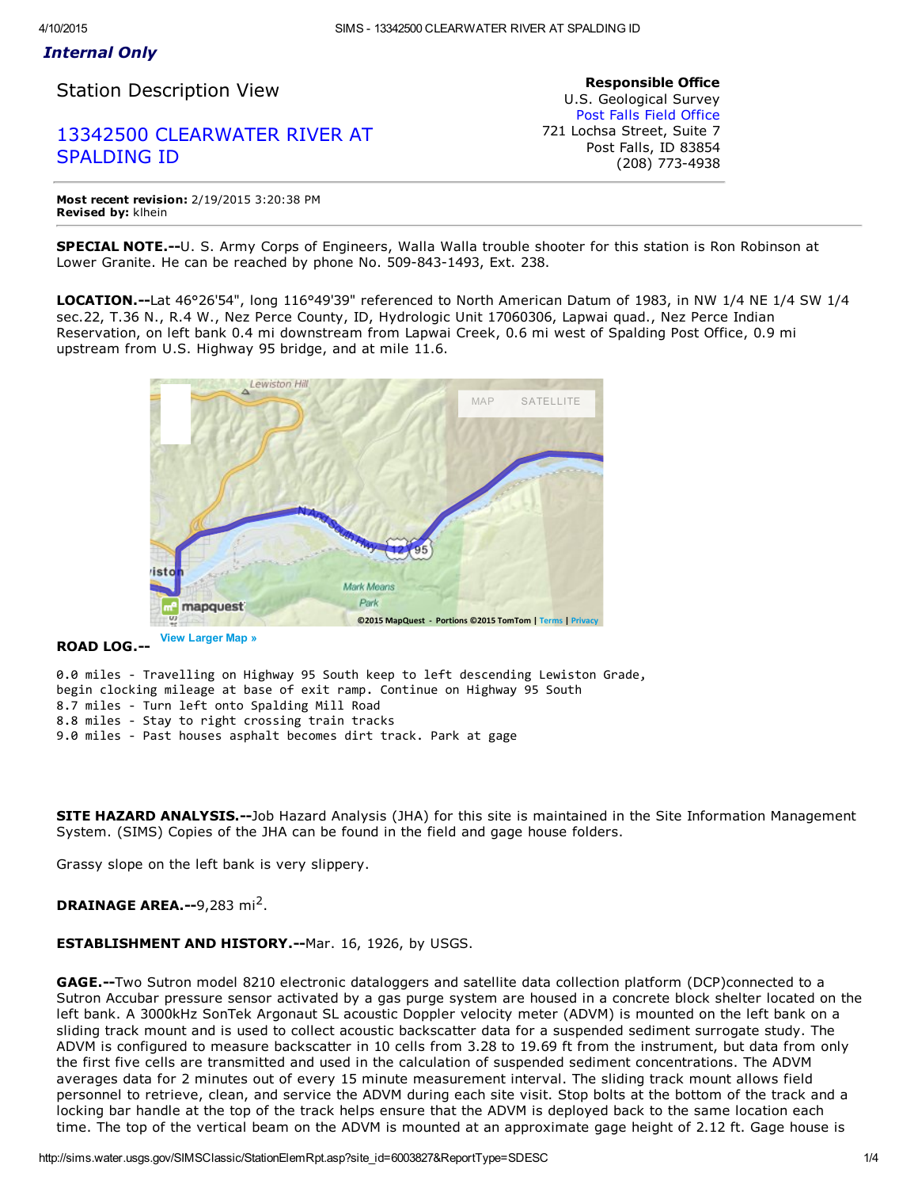*Internal Only*

# Station Description View

## 13342500 CLEARWATER RIVER AT SPALDING ID

**Responsible Office**
U.S. Geological Survey
Post Falls Field Office
721 Lochsa Street, Suite 7
Post Falls, ID 83854
(208) 773-4938

**Most recent revision:** 2/19/2015 3:20:38 PM
**Revised by:** klhein

**SPECIAL NOTE.--**U. S. Army Corps of Engineers, Walla Walla trouble shooter for this station is Ron Robinson at Lower Granite. He can be reached by phone No. 509-843-1493, Ext. 238.

**LOCATION.--**Lat 46°26'54", long 116°49'39" referenced to North American Datum of 1983, in NW 1/4 NE 1/4 SW 1/4 sec.22, T.36 N., R.4 W., Nez Perce County, ID, Hydrologic Unit 17060306, Lapwai quad., Nez Perce Indian Reservation, on left bank 0.4 mi downstream from Lapwai Creek, 0.6 mi west of Spalding Post Office, 0.9 mi upstream from U.S. Highway 95 bridge, and at mile 11.6.

View Larger Map »

**ROAD LOG.--**

```
0.0 miles - Travelling on Highway 95 South keep to left descending Lewiston Grade,
begin clocking mileage at base of exit ramp. Continue on Highway 95 South
8.7 miles - Turn left onto Spalding Mill Road
8.8 miles - Stay to right crossing train tracks
9.0 miles - Past houses asphalt becomes dirt track. Park at gage
```

**SITE HAZARD ANALYSIS.--**Job Hazard Analysis (JHA) for this site is maintained in the Site Information Management System. (SIMS) Copies of the JHA can be found in the field and gage house folders.

Grassy slope on the left bank is very slippery.

**DRAINAGE AREA.--**9,283 mi$^2$.

**ESTABLISHMENT AND HISTORY.--**Mar. 16, 1926, by USGS.

**GAGE.--**Two Sutron model 8210 electronic dataloggers and satellite data collection platform (DCP)connected to a Sutron Accubar pressure sensor activated by a gas purge system are housed in a concrete block shelter located on the left bank. A 3000kHz SonTek Argonaut SL acoustic Doppler velocity meter (ADVM) is mounted on the left bank on a sliding track mount and is used to collect acoustic backscatter data for a suspended sediment surrogate study. The ADVM is configured to measure backscatter in 10 cells from 3.28 to 19.69 ft from the instrument, but data from only the first five cells are transmitted and used in the calculation of suspended sediment concentrations. The ADVM averages data for 2 minutes out of every 15 minute measurement interval. The sliding track mount allows field personnel to retrieve, clean, and service the ADVM during each site visit. Stop bolts at the bottom of the track and a locking bar handle at the top of the track helps ensure that the ADVM is deployed back to the same location each time. The top of the vertical beam on the ADVM is mounted at an approximate gage height of 2.12 ft. Gage house is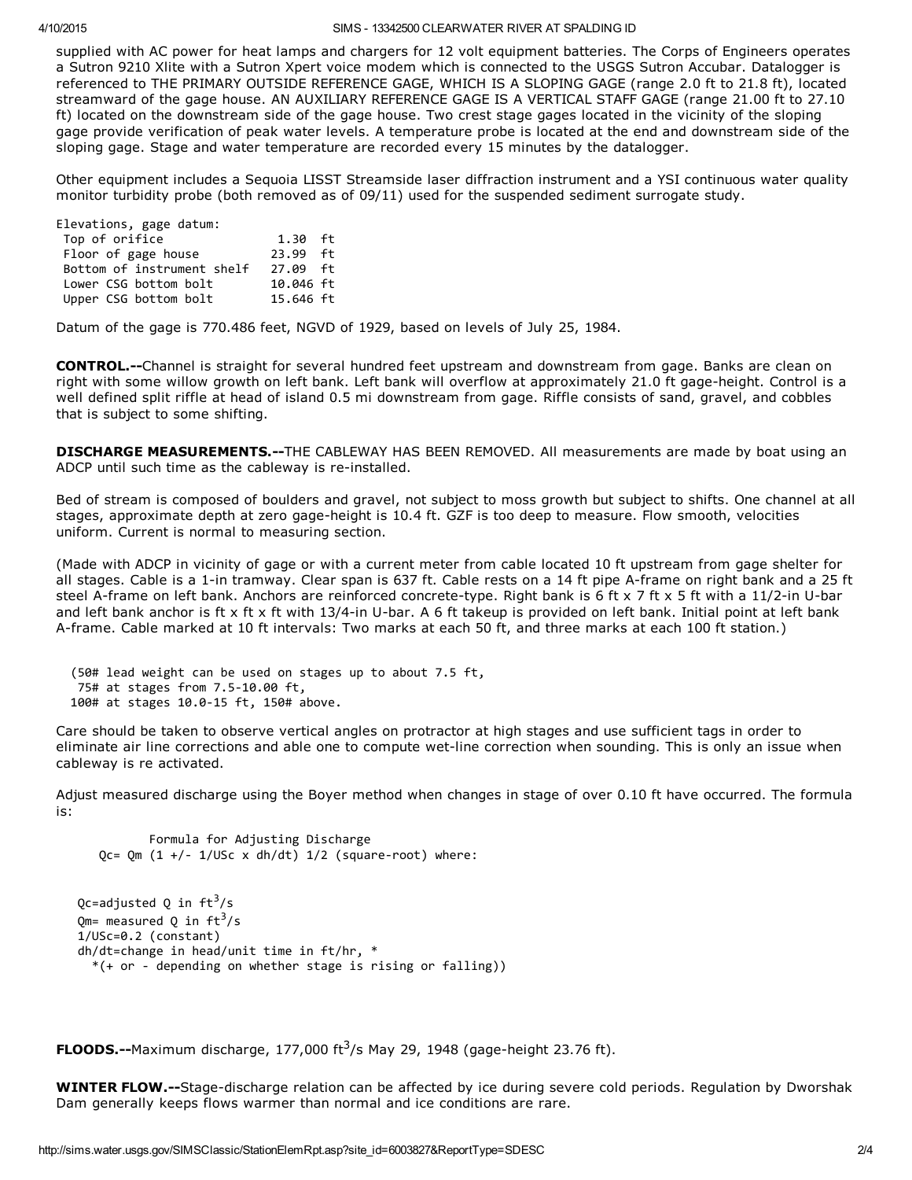supplied with AC power for heat lamps and chargers for 12 volt equipment batteries. The Corps of Engineers operates a Sutron 9210 Xlite with a Sutron Xpert voice modem which is connected to the USGS Sutron Accubar. Datalogger is referenced to THE PRIMARY OUTSIDE REFERENCE GAGE, WHICH IS A SLOPING GAGE (range 2.0 ft to 21.8 ft), located streamward of the gage house. AN AUXILIARY REFERENCE GAGE IS A VERTICAL STAFF GAGE (range 21.00 ft to 27.10 ft) located on the downstream side of the gage house. Two crest stage gages located in the vicinity of the sloping gage provide verification of peak water levels. A temperature probe is located at the end and downstream side of the sloping gage. Stage and water temperature are recorded every 15 minutes by the datalogger.

Other equipment includes a Sequoia LISST Streamside laser diffraction instrument and a YSI continuous water quality monitor turbidity probe (both removed as of 09/11) used for the suspended sediment surrogate study.

```
Elevations, gage datum:
 Top of orifice               1.30  ft
 Floor of gage house         23.99  ft
 Bottom of instrument shelf  27.09  ft
 Lower CSG bottom bolt       10.046 ft
 Upper CSG bottom bolt       15.646 ft
```

Datum of the gage is 770.486 feet, NGVD of 1929, based on levels of July 25, 1984.

**CONTROL.--**Channel is straight for several hundred feet upstream and downstream from gage. Banks are clean on right with some willow growth on left bank. Left bank will overflow at approximately 21.0 ft gage-height. Control is a well defined split riffle at head of island 0.5 mi downstream from gage. Riffle consists of sand, gravel, and cobbles that is subject to some shifting.

**DISCHARGE MEASUREMENTS.--**THE CABLEWAY HAS BEEN REMOVED. All measurements are made by boat using an ADCP until such time as the cableway is re-installed.

Bed of stream is composed of boulders and gravel, not subject to moss growth but subject to shifts. One channel at all stages, approximate depth at zero gage-height is 10.4 ft. GZF is too deep to measure. Flow smooth, velocities uniform. Current is normal to measuring section.

(Made with ADCP in vicinity of gage or with a current meter from cable located 10 ft upstream from gage shelter for all stages. Cable is a 1-in tramway. Clear span is 637 ft. Cable rests on a 14 ft pipe A-frame on right bank and a 25 ft steel A-frame on left bank. Anchors are reinforced concrete-type. Right bank is 6 ft x 7 ft x 5 ft with a 11/2-in U-bar and left bank anchor is ft x ft x ft with 13/4-in U-bar. A 6 ft takeup is provided on left bank. Initial point at left bank A-frame. Cable marked at 10 ft intervals: Two marks at each 50 ft, and three marks at each 100 ft station.)

```
  (50# lead weight can be used on stages up to about 7.5 ft,
   75# at stages from 7.5-10.00 ft,
  100# at stages 10.0-15 ft, 150# above.
```

Care should be taken to observe vertical angles on protractor at high stages and use sufficient tags in order to eliminate air line corrections and able one to compute wet-line correction when sounding. This is only an issue when cableway is re activated.

Adjust measured discharge using the Boyer method when changes in stage of over 0.10 ft have occurred. The formula is:

```
           Formula for Adjusting Discharge
     Qc= Qm (1 +/- 1/USc x dh/dt) 1/2 (square-root) where:
```

Qc=adjusted Q in $ft^3/s$
Qm= measured Q in $ft^3/s$
1/USc=0.2 (constant)
dh/dt=change in head/unit time in ft/hr, *
  *(+ or - depending on whether stage is rising or falling))

**FLOODS.--**Maximum discharge, 177,000 $ft^3/s$ May 29, 1948 (gage-height 23.76 ft).

**WINTER FLOW.--**Stage-discharge relation can be affected by ice during severe cold periods. Regulation by Dworshak Dam generally keeps flows warmer than normal and ice conditions are rare.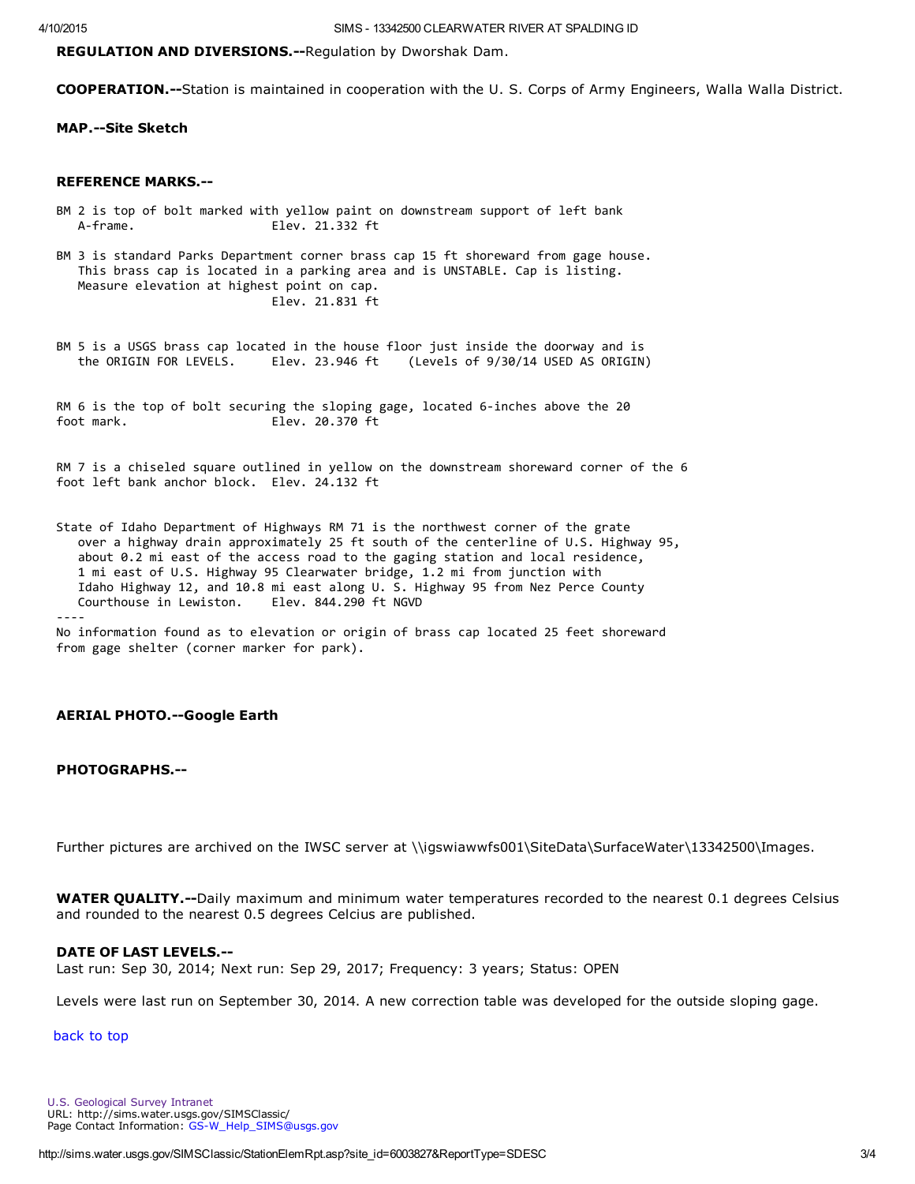**REGULATION AND DIVERSIONS.--**Regulation by Dworshak Dam.

**COOPERATION.--**Station is maintained in cooperation with the U. S. Corps of Army Engineers, Walla Walla District.

**MAP.--Site Sketch**

**REFERENCE MARKS.--**

```
BM 2 is top of bolt marked with yellow paint on downstream support of left bank
   A-frame.                  Elev. 21.332 ft

BM 3 is standard Parks Department corner brass cap 15 ft shoreward from gage house.
   This brass cap is located in a parking area and is UNSTABLE. Cap is listing.
   Measure elevation at highest point on cap.
                             Elev. 21.831 ft


BM 5 is a USGS brass cap located in the house floor just inside the doorway and is
   the ORIGIN FOR LEVELS.     Elev. 23.946 ft    (Levels of 9/30/14 USED AS ORIGIN)


RM 6 is the top of bolt securing the sloping gage, located 6-inches above the 20
foot mark.                   Elev. 20.370 ft


RM 7 is a chiseled square outlined in yellow on the downstream shoreward corner of the 6
foot left bank anchor block.  Elev. 24.132 ft


State of Idaho Department of Highways RM 71 is the northwest corner of the grate
   over a highway drain approximately 25 ft south of the centerline of U.S. Highway 95,
   about 0.2 mi east of the access road to the gaging station and local residence,
   1 mi east of U.S. Highway 95 Clearwater bridge, 1.2 mi from junction with
   Idaho Highway 12, and 10.8 mi east along U. S. Highway 95 from Nez Perce County
   Courthouse in Lewiston.    Elev. 844.290 ft NGVD
----
No information found as to elevation or origin of brass cap located 25 feet shoreward
from gage shelter (corner marker for park).
```

**AERIAL PHOTO.--Google Earth**

**PHOTOGRAPHS.--**

Further pictures are archived on the IWSC server at \\igswiawwfs001\SiteData\SurfaceWater\13342500\Images.

**WATER QUALITY.--**Daily maximum and minimum water temperatures recorded to the nearest 0.1 degrees Celsius and rounded to the nearest 0.5 degrees Celcius are published.

**DATE OF LAST LEVELS.--**
Last run: Sep 30, 2014; Next run: Sep 29, 2017; Frequency: 3 years; Status: OPEN

Levels were last run on September 30, 2014. A new correction table was developed for the outside sloping gage.

back to top

U.S. Geological Survey Intranet
URL: http://sims.water.usgs.gov/SIMSClassic/
Page Contact Information: GS-W_Help_SIMS@usgs.gov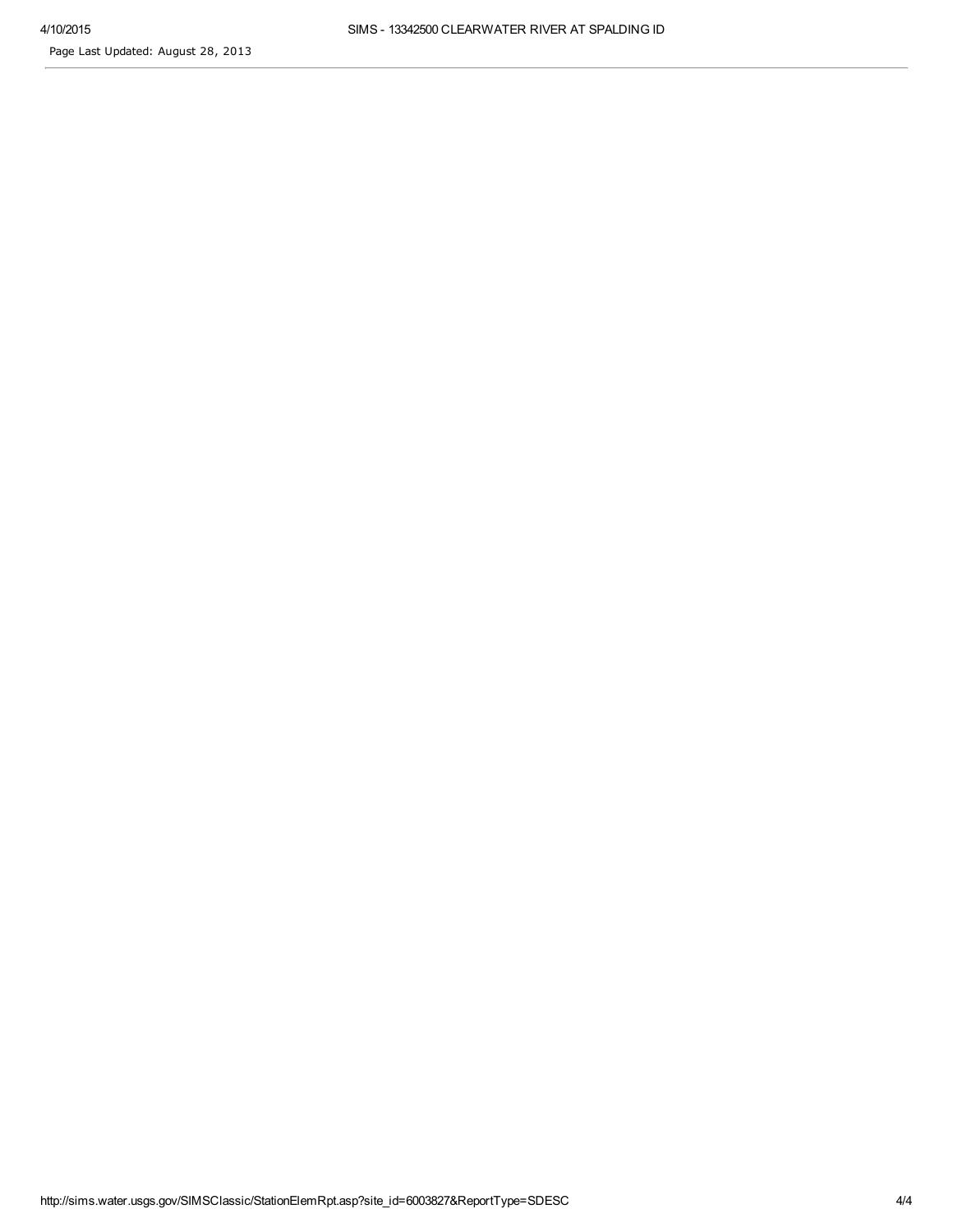Page Last Updated: August 28, 2013